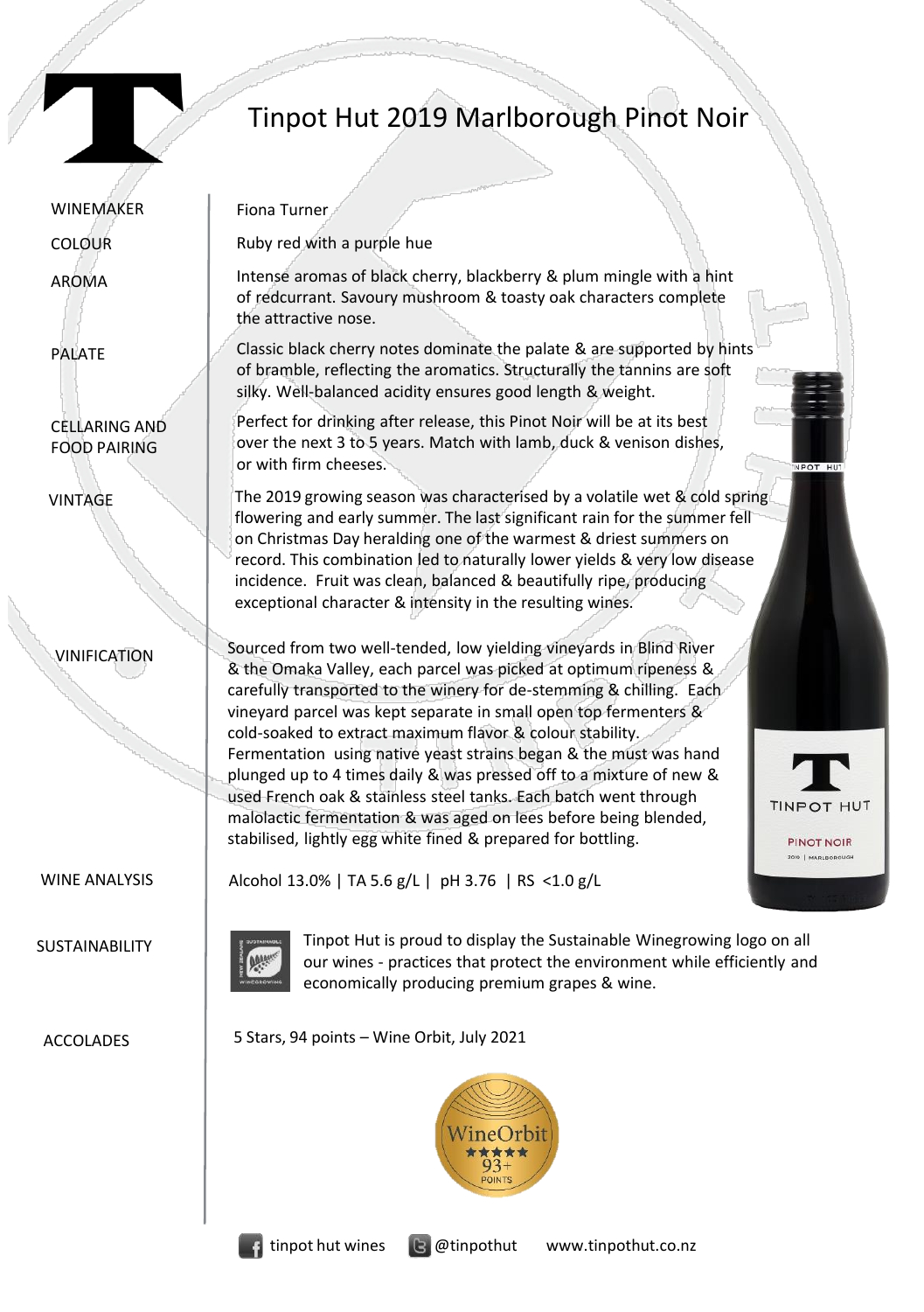# Tinpot Hut 2019 Marlborough Pinot Noir

**WINEMAKER**

Fiona Turner

**COLOUR**

Ruby red with a purple hue

**AROMA**

Intense aromas of black cherry, blackberry & plum mingle with a hint of redcurrant. Savoury mushroom & toasty oak characters complete the attractive nose.

**PALATE**

Classic black cherry notes dominate the palate & are supported by hints of bramble, reflecting the aromatics. Structurally the tannins are soft silky. Well-balanced acidity ensures good length & weight.

**CELLARING AND FOOD PAIRING**

Perfect for drinking after release, this Pinot Noir will be at its best over the next 3 to 5 years. Match with lamb, duck & venison dishes, or with firm cheeses.

**VINTAGE**

The 2019 growing season was characterised by a volatile wet & cold spring flowering and early summer. The last significant rain for the summer fell on Christmas Day heralding one of the warmest & driest summers on record. This combination led to naturally lower yields & very low disease incidence. Fruit was clean, balanced & beautifully ripe, producing exceptional character & intensity in the resulting wines.

**VINIFICATION**

Sourced from two well-tended, low yielding vineyards in Blind River & the Omaka Valley, each parcel was picked at optimum ripeness & carefully transported to the winery for de-stemming & chilling. Each vineyard parcel was kept separate in small open top fermenters & cold-soaked to extract maximum flavor & colour stability. Fermentation using native yeast strains began & the must was hand plunged up to 4 times daily & was pressed off to a mixture of new & used French oak & stainless steel tanks. Each batch went through malolactic fermentation & was aged on lees before being blended, stabilised, lightly egg white fined & prepared for bottling.

**WINE ANALYSIS**

Alcohol 13.0% | TA 5.6 g/L | pH 3.76 | RS <1.0 g/L

**SUSTAINABILITY**

Tinpot Hut is proud to display the Sustainable Winegrowing logo on all our wines - practices that protect the environment while efficiently and economically producing premium grapes & wine.

**ACCOLADES**

5 Stars, 94 points – Wine Orbit, July 2021

tinpot hut wines | @tinpothut | www.tinpothut.co.nz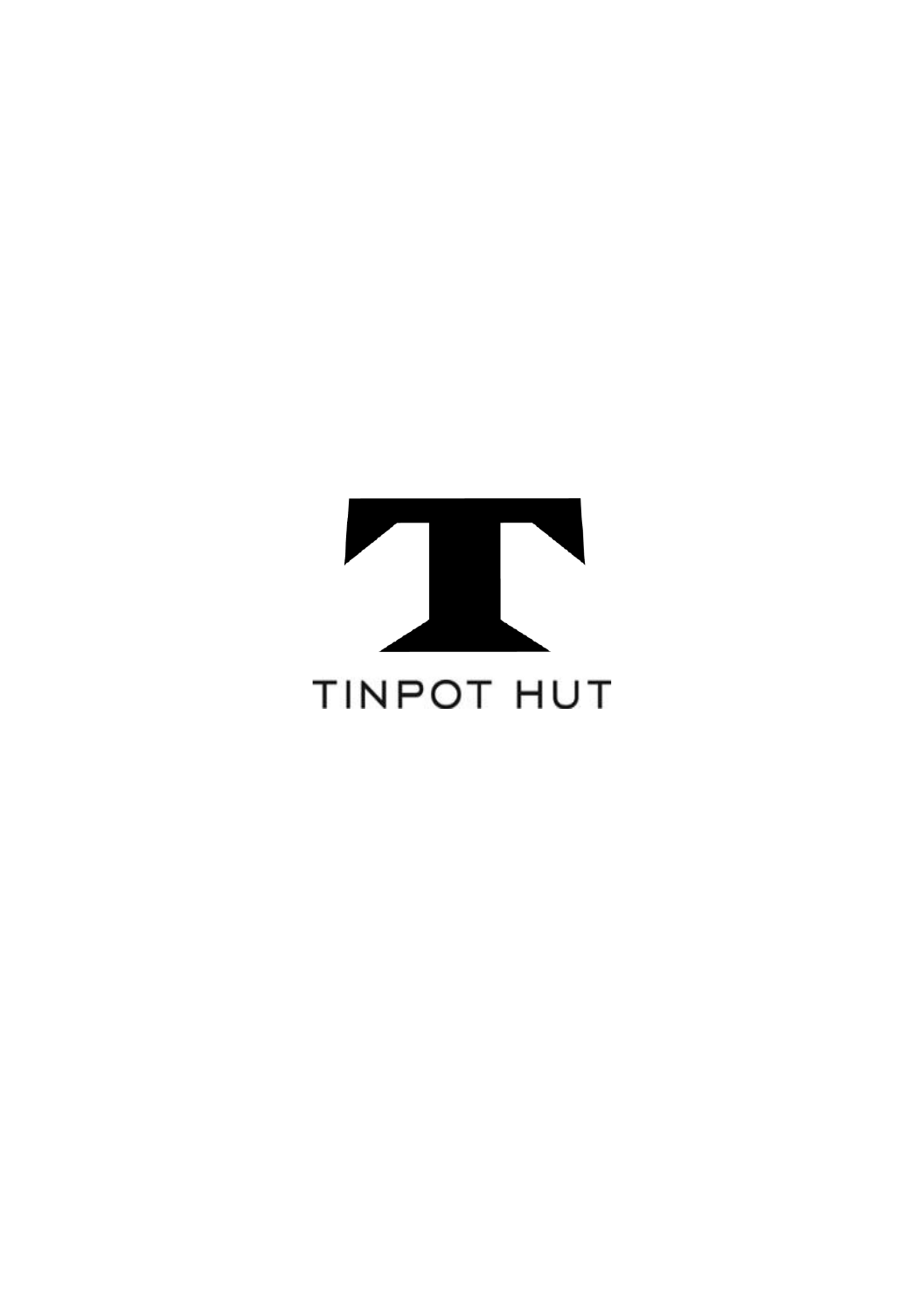TINPOT HUT